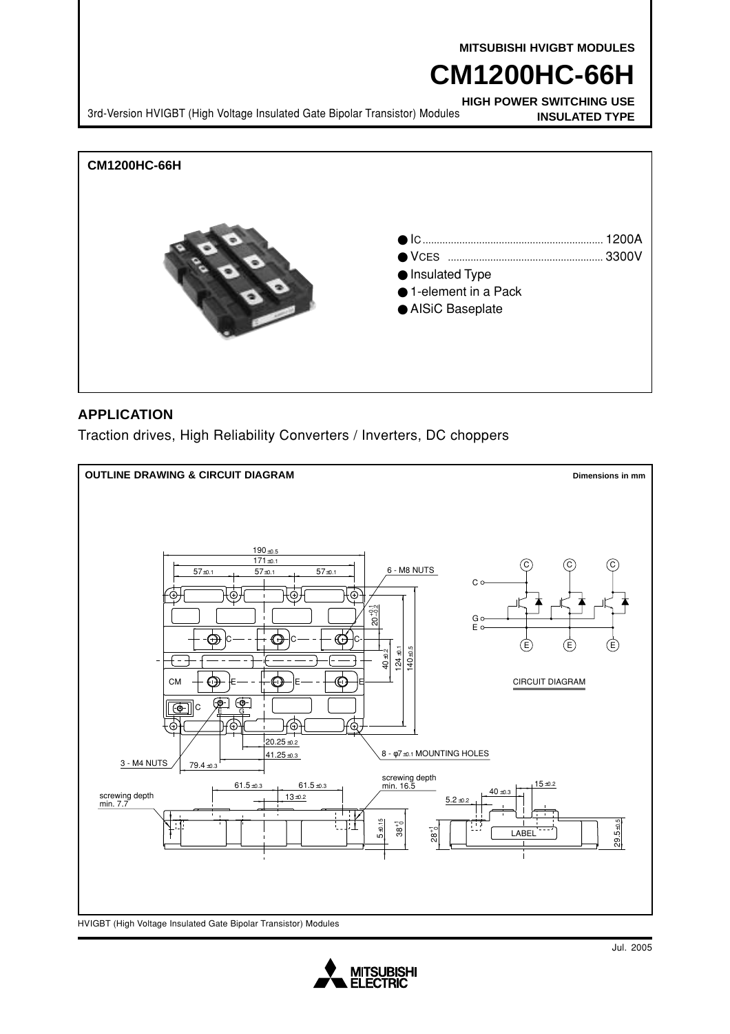MITSUBISHI HVIGBT MODULES

# CM1200HC-66H

**HIGH POWER SWITCHING USE**

**INSULATED TYPE**

3rd-Version HVIGBT (High Voltage Insulated Gate Bipolar Transistor) Modules

**CM1200HC-66H**

- $I_C$ .............................................................. 1200A
- $V_{CES}$ ...................................................... 3300V
- Insulated Type
- 1-element in a Pack
- AlSiC Baseplate

## APPLICATION

Traction drives, High Reliability Converters / Inverters, DC choppers

**OUTLINE DRAWING & CIRCUIT DIAGRAM**

Dimensions in mm

190 ±0.5, 171 ±0.1, 57 ±0.1, 57 ±0.1, 57 ±0.1, 6 - M8 NUTS, $20^{+0.1}_{-0.2}$, 40 ±0.2, 124 ±0.1, 140 ±0.5, CM, C, E, G, 20.25 ±0.2, 41.25 ±0.3, 79.4 ±0.3, 3 - M4 NUTS, 8 - φ7 ±0.1 MOUNTING HOLES, 61.5 ±0.3, 61.5 ±0.3, 13 ±0.2, screwing depth min. 7.7, screwing depth min. 16.5, 5 ±0.15, $38^{+1}_{0}$, $28^{+1}_{0}$, 5.2 ±0.2, 40 ±0.3, 15 ±0.2, LABEL, 29.5 ±0.5

CIRCUIT DIAGRAM

HVIGBT (High Voltage Insulated Gate Bipolar Transistor) Modules

Jul. 2005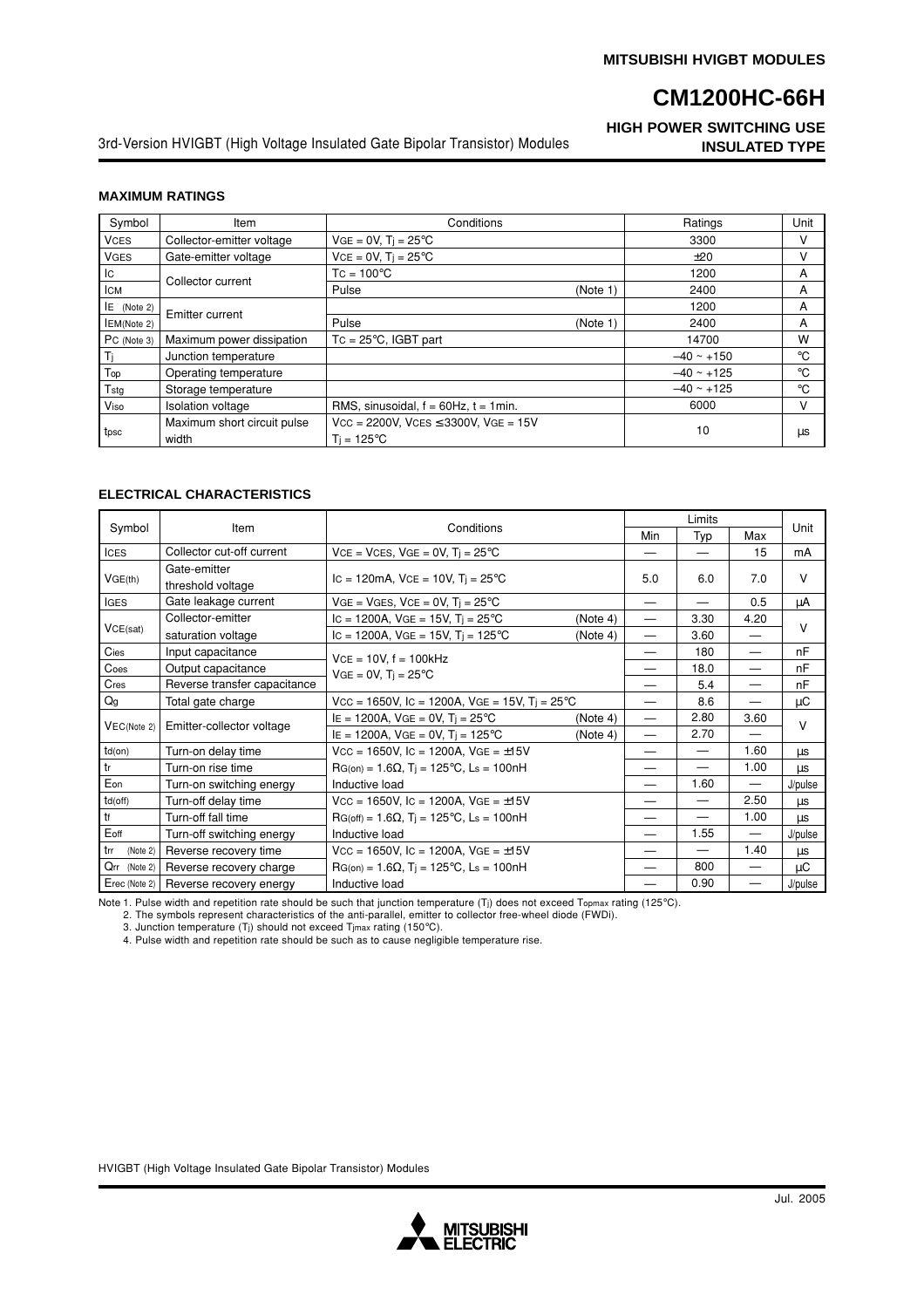# CM1200HC-66H

**HIGH POWER SWITCHING USE**
**INSULATED TYPE**

3rd-Version HVIGBT (High Voltage Insulated Gate Bipolar Transistor) Modules

### MAXIMUM RATINGS

| Symbol | Item | Conditions | Ratings | Unit |
|---|---|---|---|---|
| $V_{CES}$ | Collector-emitter voltage | $V_{GE}$ = 0V, $T_j$ = 25°C | 3300 | V |
| $V_{GES}$ | Gate-emitter voltage | $V_{CE}$ = 0V, $T_j$ = 25°C | ±20 | V |
| $I_C$ | Collector current | $T_C$ = 100°C | 1200 | A |
| $I_{CM}$ | | Pulse (Note 1) | 2400 | A |
| $I_E$ (Note 2) | Emitter current | | 1200 | A |
| $I_{EM}$ (Note 2) | | Pulse (Note 1) | 2400 | A |
| $P_C$ (Note 3) | Maximum power dissipation | $T_C$ = 25°C, IGBT part | 14700 | W |
| $T_j$ | Junction temperature | | –40 ~ +150 | °C |
| $T_{op}$ | Operating temperature | | –40 ~ +125 | °C |
| $T_{stg}$ | Storage temperature | | –40 ~ +125 | °C |
| $V_{iso}$ | Isolation voltage | RMS, sinusoidal, f = 60Hz, t = 1min. | 6000 | V |
| $t_{psc}$ | Maximum short circuit pulse width | $V_{CC}$ = 2200V, $V_{CES}$ ≤ 3300V, $V_{GE}$ = 15V $T_j$ = 125°C | 10 | µs |

### ELECTRICAL CHARACTERISTICS

| Symbol | Item | Conditions | Limits Min | Limits Typ | Limits Max | Unit |
|---|---|---|---|---|---|---|
| $I_{CES}$ | Collector cut-off current | $V_{CE}$ = $V_{CES}$, $V_{GE}$ = 0V, $T_j$ = 25°C | — | — | 15 | mA |
| $V_{GE(th)}$ | Gate-emitter threshold voltage | $I_C$ = 120mA, $V_{CE}$ = 10V, $T_j$ = 25°C | 5.0 | 6.0 | 7.0 | V |
| $I_{GES}$ | Gate leakage current | $V_{GE}$ = $V_{GES}$, $V_{CE}$ = 0V, $T_j$ = 25°C | — | — | 0.5 | µA |
| $V_{CE(sat)}$ | Collector-emitter saturation voltage | $I_C$ = 1200A, $V_{GE}$ = 15V, $T_j$ = 25°C (Note 4) | — | 3.30 | 4.20 | V |
| | | $I_C$ = 1200A, $V_{GE}$ = 15V, $T_j$ = 125°C (Note 4) | — | 3.60 | — | |
| $C_{ies}$ | Input capacitance | $V_{CE}$ = 10V, f = 100kHz $V_{GE}$ = 0V, $T_j$ = 25°C | — | 180 | — | nF |
| $C_{oes}$ | Output capacitance | | — | 18.0 | — | nF |
| $C_{res}$ | Reverse transfer capacitance | | — | 5.4 | — | nF |
| $Q_g$ | Total gate charge | $V_{CC}$ = 1650V, $I_C$ = 1200A, $V_{GE}$ = 15V, $T_j$ = 25°C | — | 8.6 | — | µC |
| $V_{EC}$ (Note 2) | Emitter-collector voltage | $I_E$ = 1200A, $V_{GE}$ = 0V, $T_j$ = 25°C (Note 4) | — | 2.80 | 3.60 | V |
| | | $I_E$ = 1200A, $V_{GE}$ = 0V, $T_j$ = 125°C (Note 4) | — | 2.70 | — | |
| $t_{d(on)}$ | Turn-on delay time | $V_{CC}$ = 1650V, $I_C$ = 1200A, $V_{GE}$ = ±15V $R_{G(on)}$ = 1.6Ω, $T_j$ = 125°C, $L_s$ = 100nH Inductive load | — | — | 1.60 | µs |
| $t_r$ | Turn-on rise time | | — | — | 1.00 | µs |
| $E_{on}$ | Turn-on switching energy | | — | 1.60 | — | J/pulse |
| $t_{d(off)}$ | Turn-off delay time | $V_{CC}$ = 1650V, $I_C$ = 1200A, $V_{GE}$ = ±15V $R_{G(off)}$ = 1.6Ω, $T_j$ = 125°C, $L_s$ = 100nH Inductive load | — | — | 2.50 | µs |
| $t_f$ | Turn-off fall time | | — | — | 1.00 | µs |
| $E_{off}$ | Turn-off switching energy | | — | 1.55 | — | J/pulse |
| $t_{rr}$ (Note 2) | Reverse recovery time | $V_{CC}$ = 1650V, $I_C$ = 1200A, $V_{GE}$ = ±15V $R_{G(on)}$ = 1.6Ω, $T_j$ = 125°C, $L_s$ = 100nH Inductive load | — | — | 1.40 | µs |
| $Q_{rr}$ (Note 2) | Reverse recovery charge | | — | 800 | — | µC |
| $E_{rec}$ (Note 2) | Reverse recovery energy | | — | 0.90 | — | J/pulse |

Note 1. Pulse width and repetition rate should be such that junction temperature ($T_j$) does not exceed $T_{opmax}$ rating (125°C).
2. The symbols represent characteristics of the anti-parallel, emitter to collector free-wheel diode (FWDi).
3. Junction temperature ($T_j$) should not exceed $T_{jmax}$ rating (150°C).
4. Pulse width and repetition rate should be such as to cause negligible temperature rise.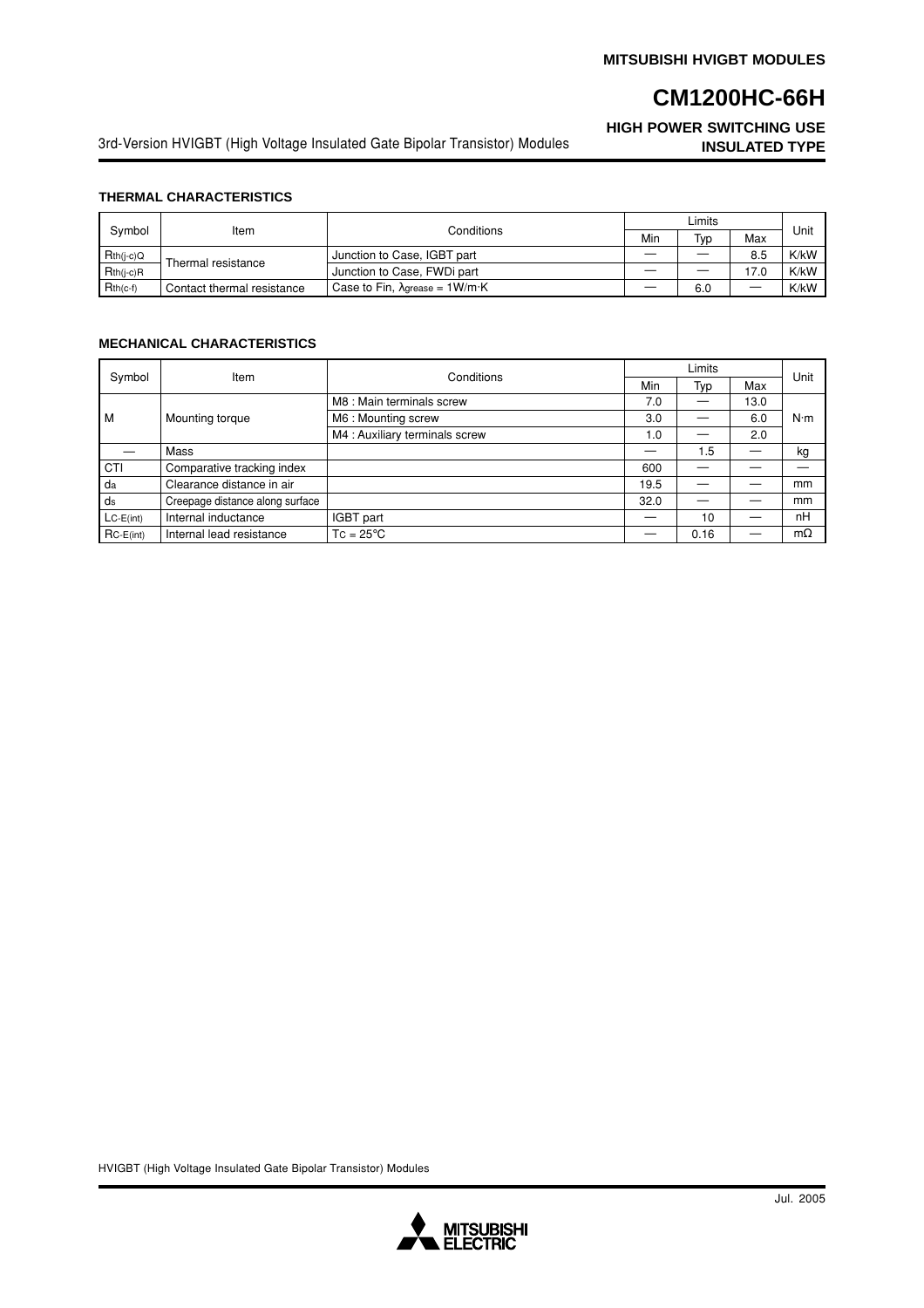## THERMAL CHARACTERISTICS

| Symbol | Item | Conditions | Limits | | | Unit |
|---|---|---|---|---|---|---|
| | | | Min | Typ | Max | |
| $R_{th(j-c)Q}$ | Thermal resistance | Junction to Case, IGBT part | — | — | 8.5 | K/kW |
| $R_{th(j-c)R}$ | | Junction to Case, FWDi part | — | — | 17.0 | K/kW |
| $R_{th(c-f)}$ | Contact thermal resistance | Case to Fin, $\lambda_{grease}$ = 1W/m·K | — | 6.0 | — | K/kW |

## MECHANICAL CHARACTERISTICS

| Symbol | Item | Conditions | Limits | | | Unit |
|---|---|---|---|---|---|---|
| | | | Min | Typ | Max | |
| M | Mounting torque | M8 : Main terminals screw | 7.0 | — | 13.0 | N·m |
| | | M6 : Mounting screw | 3.0 | — | 6.0 | |
| | | M4 : Auxiliary terminals screw | 1.0 | — | 2.0 | |
| — | Mass | | — | 1.5 | — | kg |
| CTI | Comparative tracking index | | 600 | — | — | — |
| $d_a$ | Clearance distance in air | | 19.5 | — | — | mm |
| $d_s$ | Creepage distance along surface | | 32.0 | — | — | mm |
| $L_{C-E(int)}$ | Internal inductance | IGBT part | — | 10 | — | nH |
| $R_{C-E(int)}$ | Internal lead resistance | $T_C$ = 25°C | — | 0.16 | — | mΩ |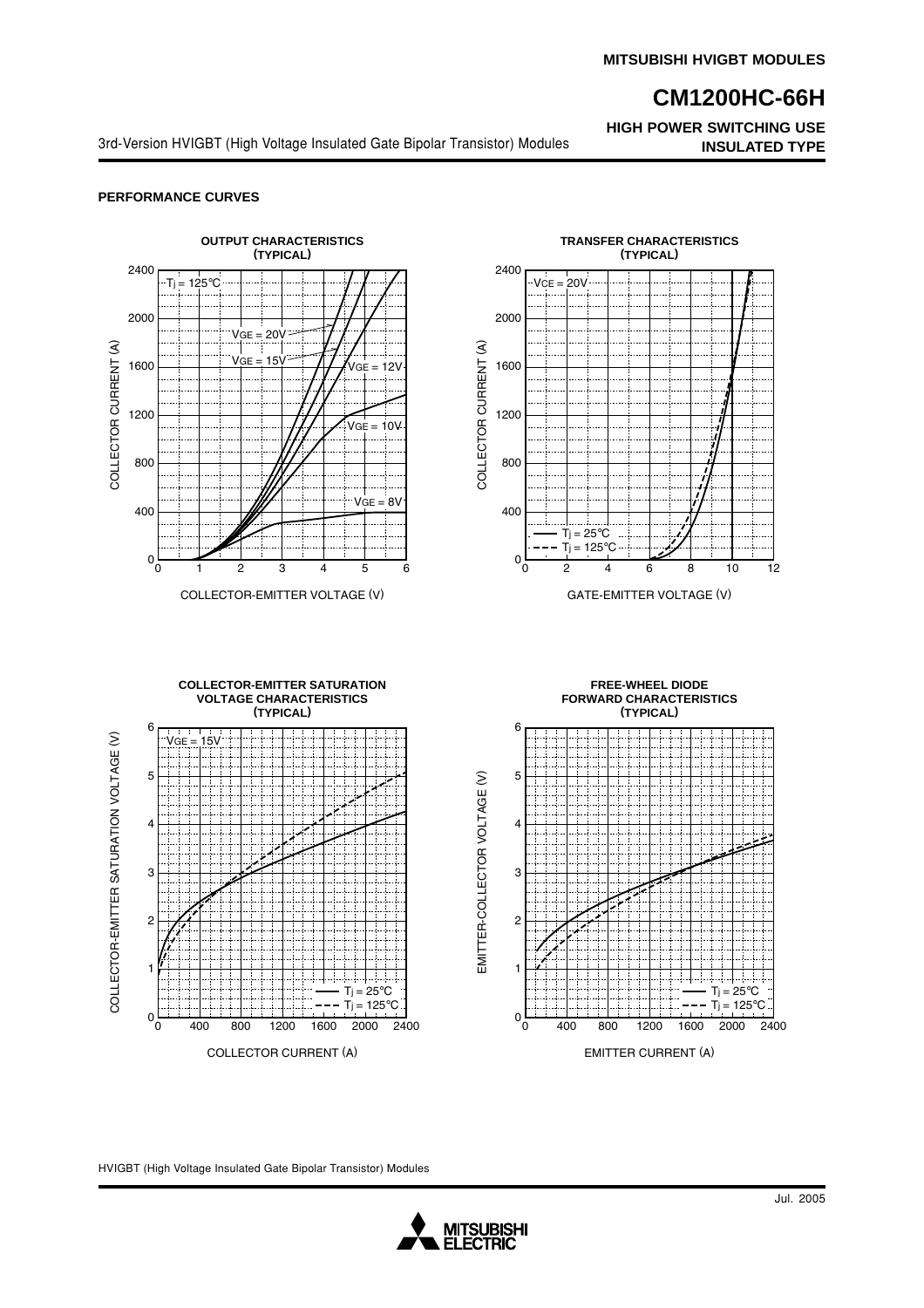## PERFORMANCE CURVES

**OUTPUT CHARACTERISTICS (TYPICAL)**

$T_j$ = 125°C

$V_{GE}$ = 20V, $V_{GE}$ = 15V, $V_{GE}$ = 12V, $V_{GE}$ = 10V, $V_{GE}$ = 8V

COLLECTOR CURRENT (A) vs. COLLECTOR-EMITTER VOLTAGE (V)

**TRANSFER CHARACTERISTICS (TYPICAL)**

$V_{CE}$ = 20V

$T_j$ = 25°C, $T_j$ = 125°C

COLLECTOR CURRENT (A) vs. GATE-EMITTER VOLTAGE (V)

**COLLECTOR-EMITTER SATURATION VOLTAGE CHARACTERISTICS (TYPICAL)**

$V_{GE}$ = 15V

$T_j$ = 25°C, $T_j$ = 125°C

COLLECTOR-EMITTER SATURATION VOLTAGE (V) vs. COLLECTOR CURRENT (A)

**FREE-WHEEL DIODE FORWARD CHARACTERISTICS (TYPICAL)**

$T_j$ = 25°C, $T_j$ = 125°C

EMITTER-COLLECTOR VOLTAGE (V) vs. EMITTER CURRENT (A)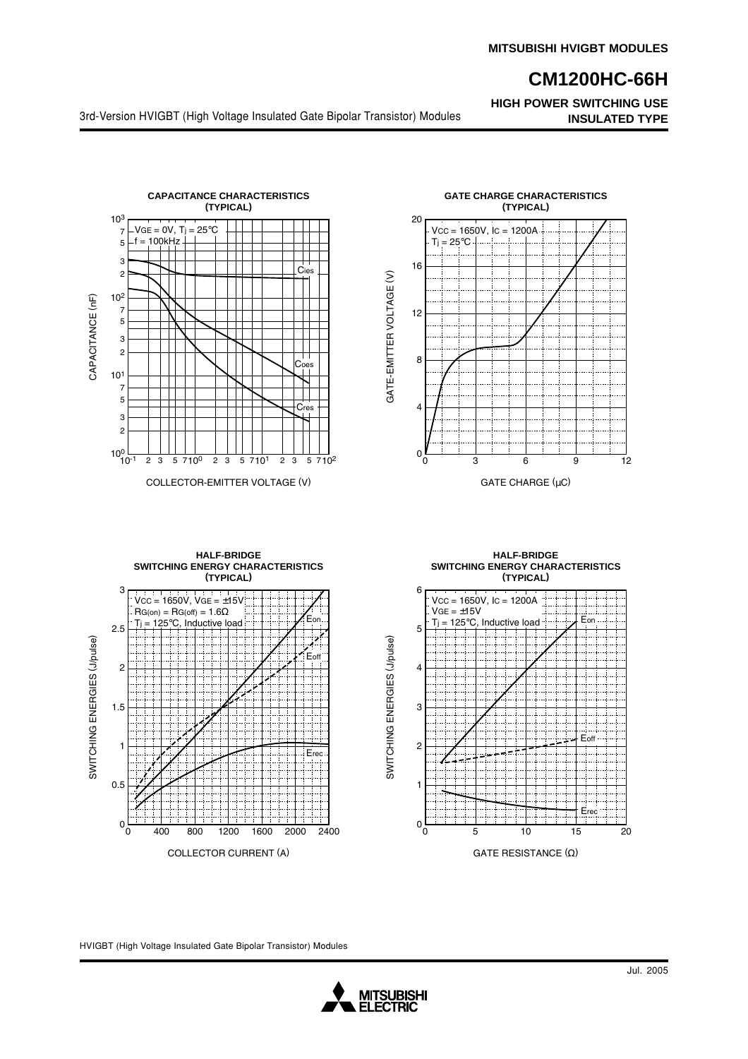## CAPACITANCE CHARACTERISTICS (TYPICAL)

$V_{GE}$ = 0V, $T_j$ = 25°C
f = 100kHz

CAPACITANCE (nF)

COLLECTOR-EMITTER VOLTAGE (V)

$C_{ies}$, $C_{oes}$, $C_{res}$

## GATE CHARGE CHARACTERISTICS (TYPICAL)

$V_{CC}$ = 1650V, $I_C$ = 1200A
$T_j$ = 25°C

GATE-EMITTER VOLTAGE (V)

GATE CHARGE (μC)

## HALF-BRIDGE SWITCHING ENERGY CHARACTERISTICS (TYPICAL)

$V_{CC}$ = 1650V, $V_{GE}$ = ±15V
$R_{G(on)}$ = $R_{G(off)}$ = 1.6Ω
$T_j$ = 125°C, Inductive load

SWITCHING ENERGIES (J/pulse)

COLLECTOR CURRENT (A)

$E_{on}$, $E_{off}$, $E_{rec}$

## HALF-BRIDGE SWITCHING ENERGY CHARACTERISTICS (TYPICAL)

$V_{CC}$ = 1650V, $I_C$ = 1200A
$V_{GE}$ = ±15V
$T_j$ = 125°C, Inductive load

SWITCHING ENERGIES (J/pulse)

GATE RESISTANCE (Ω)

$E_{on}$, $E_{off}$, $E_{rec}$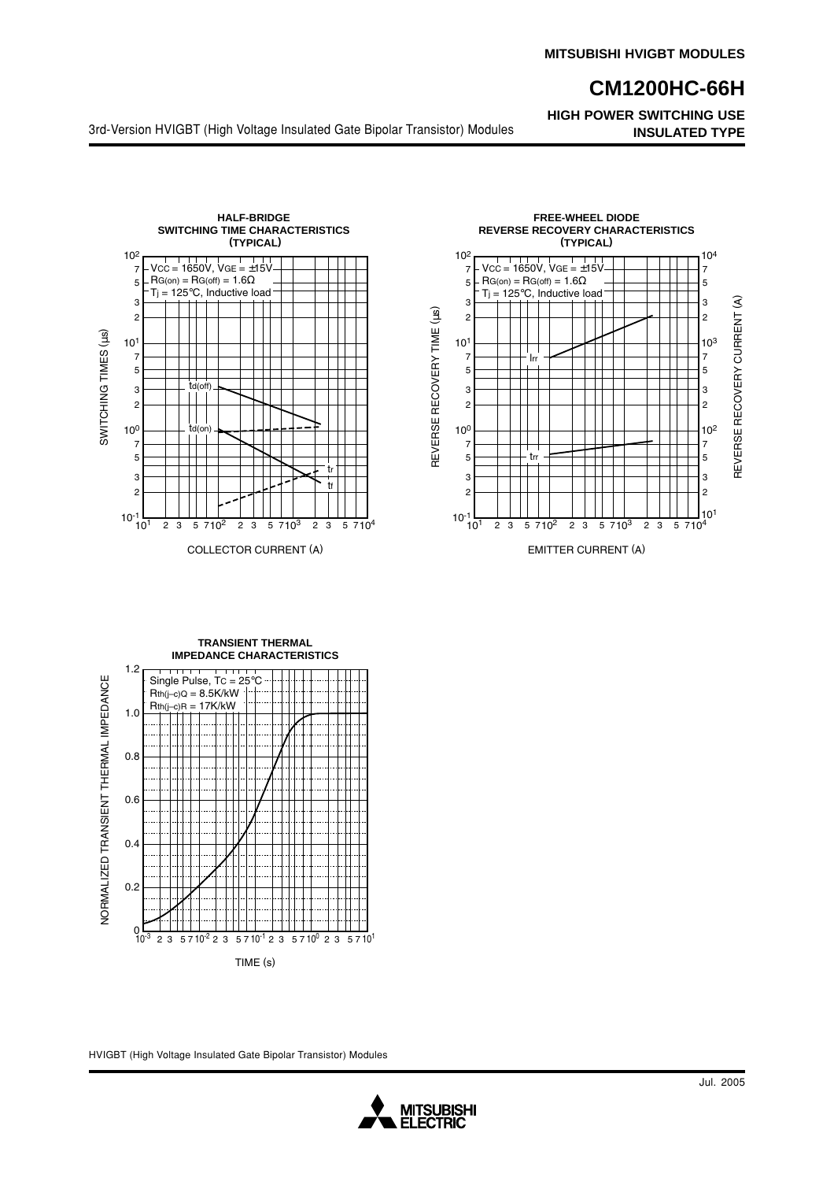### HALF-BRIDGE SWITCHING TIME CHARACTERISTICS (TYPICAL)

$V_{CC}$ = 1650V, $V_{GE}$ = ±15V
$R_{G(on)}$ = $R_{G(off)}$ = 1.6Ω
$T_j$ = 125°C, Inductive load

SWITCHING TIMES (μs)

COLLECTOR CURRENT (A)

$t_{d(off)}$, $t_{d(on)}$, $t_r$, $t_f$

### FREE-WHEEL DIODE REVERSE RECOVERY CHARACTERISTICS (TYPICAL)

$V_{CC}$ = 1650V, $V_{GE}$ = ±15V
$R_{G(on)}$ = $R_{G(off)}$ = 1.6Ω
$T_j$ = 125°C, Inductive load

REVERSE RECOVERY TIME (μs)

REVERSE RECOVERY CURRENT (A)

EMITTER CURRENT (A)

$I_{rr}$, $t_{rr}$

### TRANSIENT THERMAL IMPEDANCE CHARACTERISTICS

Single Pulse, $T_C$ = 25°C
$R_{th(j-c)Q}$ = 8.5K/kW
$R_{th(j-c)R}$ = 17K/kW

NORMALIZED TRANSIENT THERMAL IMPEDANCE

TIME (s)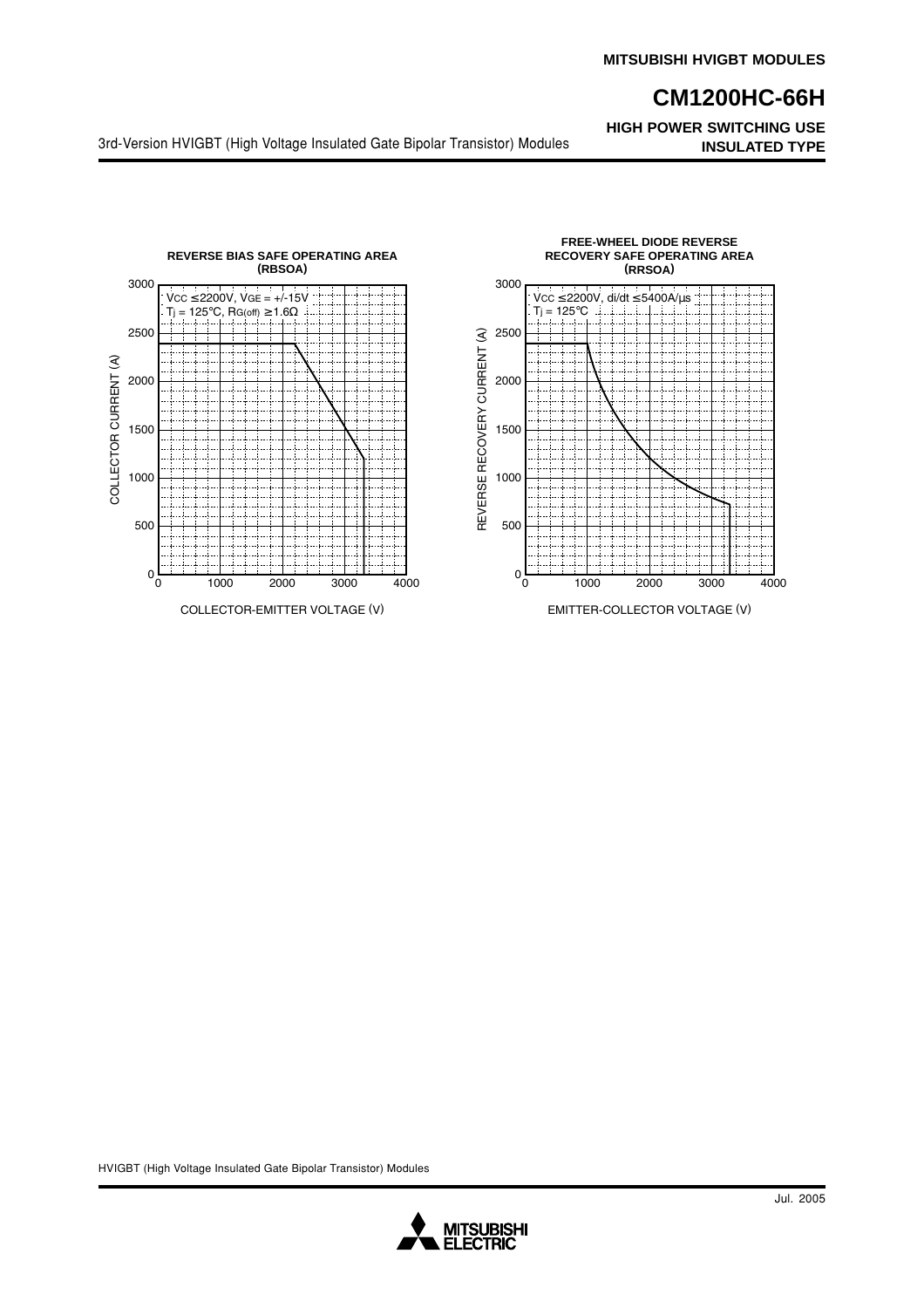## REVERSE BIAS SAFE OPERATING AREA (RBSOA)

$V_{CC} \leq 2200V$, $V_{GE}$ = +/-15V
$T_j$ = 125°C, $R_{G(off)} \geq 1.6\Omega$

COLLECTOR CURRENT (A)

3000
2500
2000
1500
1000
500
0

0
1000
2000
3000
4000

COLLECTOR-EMITTER VOLTAGE (V)

## FREE-WHEEL DIODE REVERSE RECOVERY SAFE OPERATING AREA (RRSOA)

$V_{CC} \leq 2200V$, di/dt $\leq$ 5400A/µs
$T_j$ = 125°C

REVERSE RECOVERY CURRENT (A)

3000
2500
2000
1500
1000
500
0

0
1000
2000
3000
4000

EMITTER-COLLECTOR VOLTAGE (V)